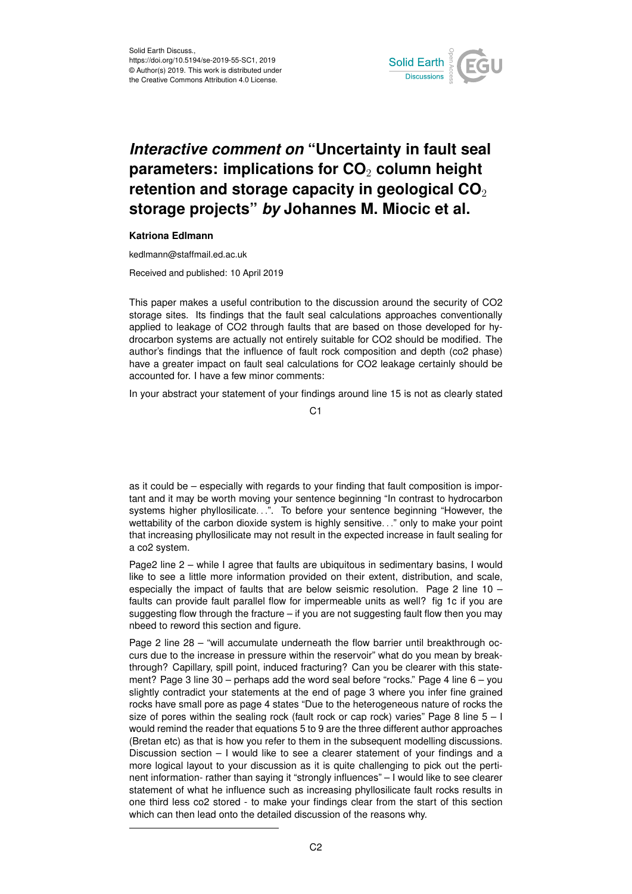Solid Earth Discuss.,
https://doi.org/10.5194/se-2019-55-SC1, 2019
© Author(s) 2019. This work is distributed under
the Creative Commons Attribution 4.0 License.

# *Interactive comment on* "Uncertainty in fault seal parameters: implications for $CO_2$ column height retention and storage capacity in geological $CO_2$ storage projects" *by* Johannes M. Miocic et al.

**Katriona Edlmann**

kedlmann@staffmail.ed.ac.uk

Received and published: 10 April 2019

This paper makes a useful contribution to the discussion around the security of CO2 storage sites. Its findings that the fault seal calculations approaches conventionally applied to leakage of CO2 through faults that are based on those developed for hydrocarbon systems are actually not entirely suitable for CO2 should be modified. The author's findings that the influence of fault rock composition and depth (co2 phase) have a greater impact on fault seal calculations for CO2 leakage certainly should be accounted for. I have a few minor comments:

In your abstract your statement of your findings around line 15 is not as clearly stated as it could be – especially with regards to your finding that fault composition is important and it may be worth moving your sentence beginning "In contrast to hydrocarbon systems higher phyllosilicate…". To before your sentence beginning "However, the wettability of the carbon dioxide system is highly sensitive…" only to make your point that increasing phyllosilicate may not result in the expected increase in fault sealing for a co2 system.

Page2 line 2 – while I agree that faults are ubiquitous in sedimentary basins, I would like to see a little more information provided on their extent, distribution, and scale, especially the impact of faults that are below seismic resolution. Page 2 line 10 – faults can provide fault parallel flow for impermeable units as well? fig 1c if you are suggesting flow through the fracture – if you are not suggesting fault flow then you may nbeed to reword this section and figure.

Page 2 line 28 – "will accumulate underneath the flow barrier until breakthrough occurs due to the increase in pressure within the reservoir" what do you mean by breakthrough? Capillary, spill point, induced fracturing? Can you be clearer with this statement? Page 3 line 30 – perhaps add the word seal before "rocks." Page 4 line 6 – you slightly contradict your statements at the end of page 3 where you infer fine grained rocks have small pore as page 4 states "Due to the heterogeneous nature of rocks the size of pores within the sealing rock (fault rock or cap rock) varies" Page 8 line 5 – I would remind the reader that equations 5 to 9 are the three different author approaches (Bretan etc) as that is how you refer to them in the subsequent modelling discussions. Discussion section – I would like to see a clearer statement of your findings and a more logical layout to your discussion as it is quite challenging to pick out the pertinent information- rather than saying it "strongly influences" – I would like to see clearer statement of what he influence such as increasing phyllosilicate fault rocks results in one third less co2 stored - to make your findings clear from the start of this section which can then lead onto the detailed discussion of the reasons why.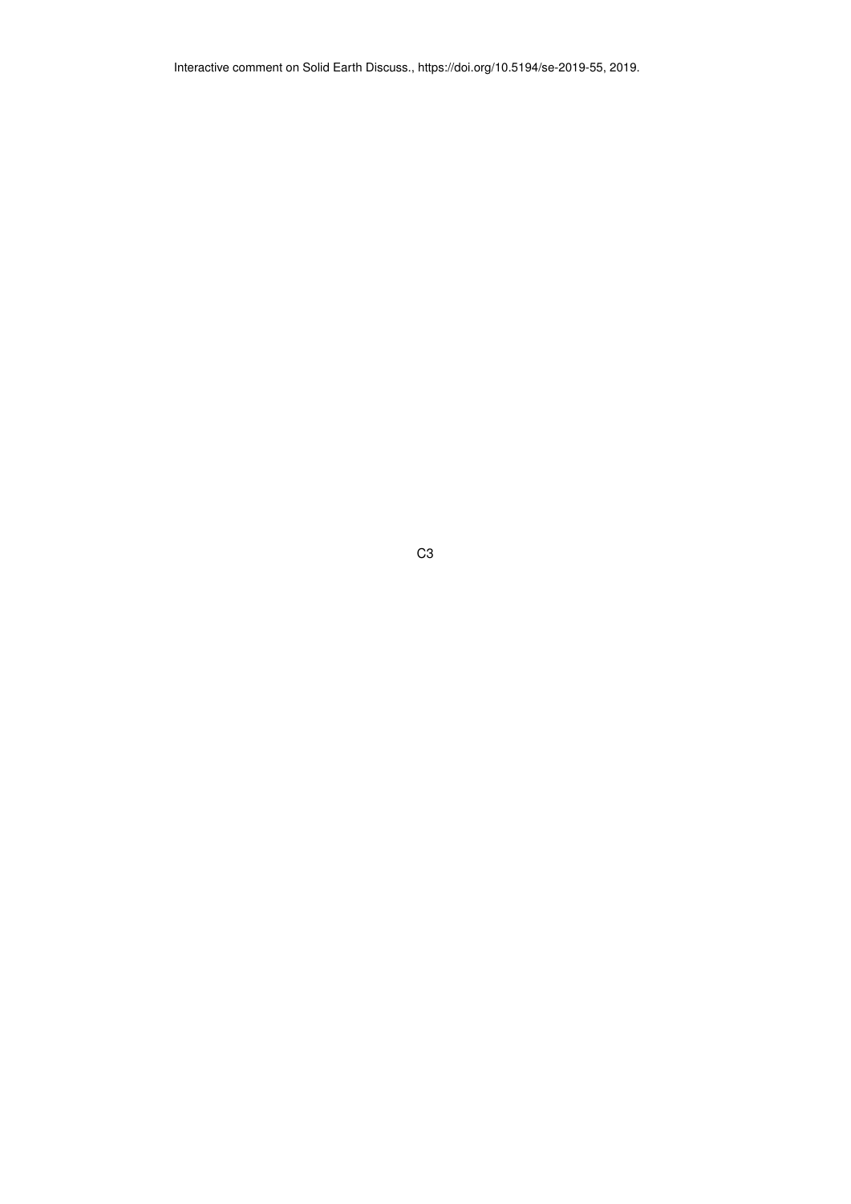Interactive comment on Solid Earth Discuss., https://doi.org/10.5194/se-2019-55, 2019.